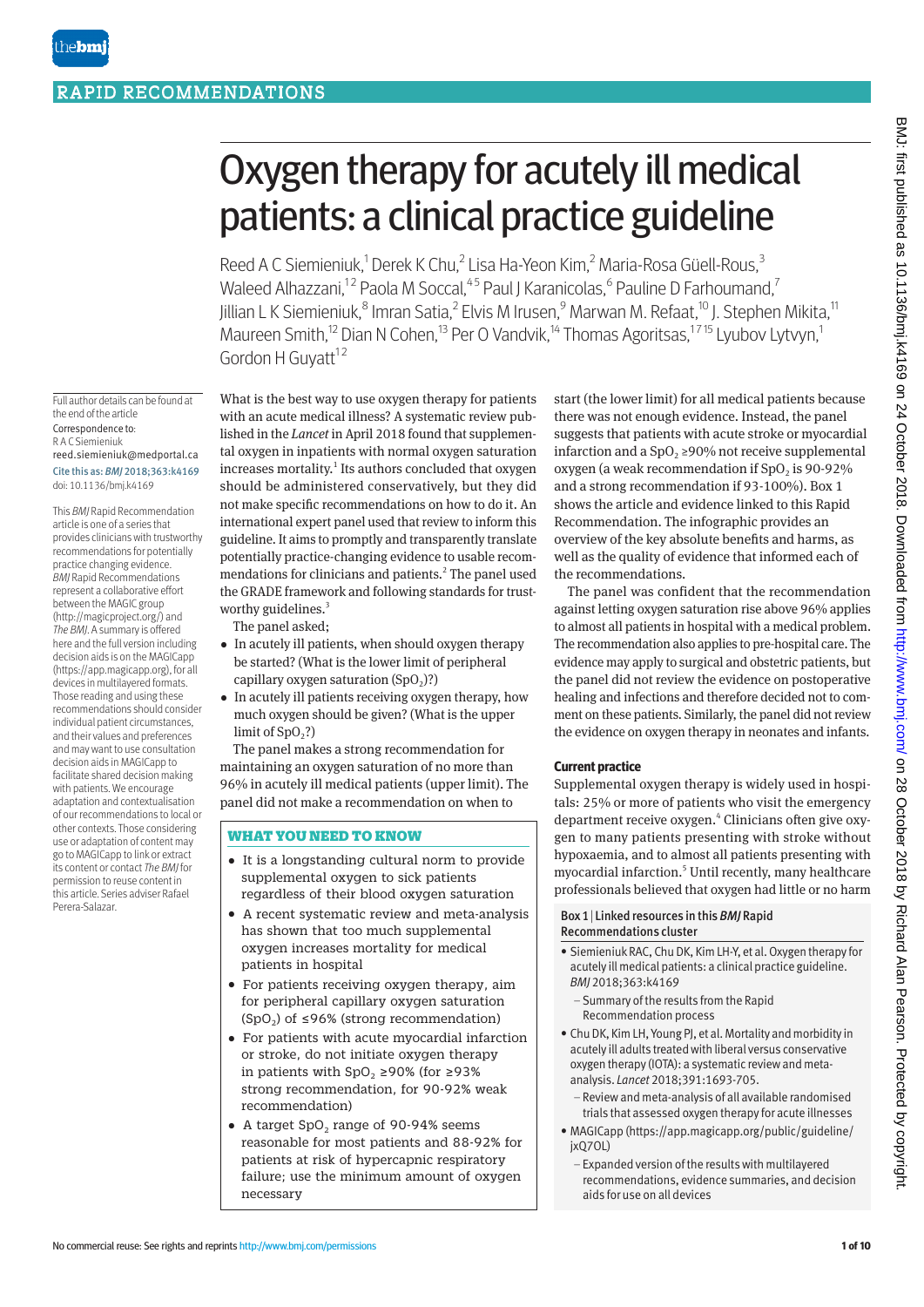RAPID RECOMMENDATIONS

# Oxygen therapy for acutely ill medical patients: a clinical practice guideline

Reed A C Siemieniuk,[1] Derek K Chu,[2] Lisa Ha-Yeon Kim,[2] Maria-Rosa Güell-Rous,[3] Waleed Alhazzani,[1 2] Paola M Soccal,[4 5] Paul J Karanicolas,[6] Pauline D Farhoumand,[7] Jillian L K Siemieniuk,[8] Imran Satia,[2] Elvis M Irusen,[9] Marwan M. Refaat,[10] J. Stephen Mikita,[11] Maureen Smith,[12] Dian N Cohen,[13] Per O Vandvik,[14] Thomas Agoritsas,[1 7 15] Lyubov Lytvyn,[1] Gordon H Guyatt[1 2]

Full author details can be found at the end of the article

Correspondence to: R A C Siemieniuk reed.siemieniuk@medportal.ca

Cite this as: *BMJ* 2018;363:k4169

doi: 10.1136/bmj.k4169

This *BMJ* Rapid Recommendation article is one of a series that provides clinicians with trustworthy recommendations for potentially practice changing evidence. *BMJ* Rapid Recommendations represent a collaborative effort between the MAGIC group (http://magicproject.org/) and *The BMJ*. A summary is offered here and the full version including decision aids is on the MAGICapp (https://app.magicapp.org), for all devices in multilayered formats. Those reading and using these recommendations should consider individual patient circumstances, and their values and preferences and may want to use consultation decision aids in MAGICapp to facilitate shared decision making with patients. We encourage adaptation and contextualisation of our recommendations to local or other contexts. Those considering use or adaptation of content may go to MAGICapp to link or extract its content or contact *The BMJ* for permission to reuse content in this article. Series adviser Rafael Perera-Salazar.

What is the best way to use oxygen therapy for patients with an acute medical illness? A systematic review published in the *Lancet* in April 2018 found that supplemental oxygen in inpatients with normal oxygen saturation increases mortality.[1] Its authors concluded that oxygen should be administered conservatively, but they did not make specific recommendations on how to do it. An international expert panel used that review to inform this guideline. It aims to promptly and transparently translate potentially practice-changing evidence to usable recommendations for clinicians and patients.[2] The panel used the GRADE framework and following standards for trustworthy guidelines.[3]

The panel asked;

- In acutely ill patients, when should oxygen therapy be started? (What is the lower limit of peripheral capillary oxygen saturation ($SpO_2$)?)
- In acutely ill patients receiving oxygen therapy, how much oxygen should be given? (What is the upper limit of $SpO_2$?)

The panel makes a strong recommendation for maintaining an oxygen saturation of no more than 96% in acutely ill medical patients (upper limit). The panel did not make a recommendation on when to start (the lower limit) for all medical patients because there was not enough evidence. Instead, the panel suggests that patients with acute stroke or myocardial infarction and a $SpO_2$ ≥90% not receive supplemental oxygen (a weak recommendation if $SpO_2$ is 90-92% and a strong recommendation if 93-100%). Box 1 shows the article and evidence linked to this Rapid Recommendation. The infographic provides an overview of the key absolute benefits and harms, as well as the quality of evidence that informed each of the recommendations.

## WHAT YOU NEED TO KNOW

- It is a longstanding cultural norm to provide supplemental oxygen to sick patients regardless of their blood oxygen saturation
- A recent systematic review and meta-analysis has shown that too much supplemental oxygen increases mortality for medical patients in hospital
- For patients receiving oxygen therapy, aim for peripheral capillary oxygen saturation ($SpO_2$) of ≤96% (strong recommendation)
- For patients with acute myocardial infarction or stroke, do not initiate oxygen therapy in patients with $SpO_2$ ≥90% (for ≥93% strong recommendation, for 90-92% weak recommendation)
- A target $SpO_2$ range of 90-94% seems reasonable for most patients and 88-92% for patients at risk of hypercapnic respiratory failure; use the minimum amount of oxygen necessary

The panel was confident that the recommendation against letting oxygen saturation rise above 96% applies to almost all patients in hospital with a medical problem. The recommendation also applies to pre-hospital care. The evidence may apply to surgical and obstetric patients, but the panel did not review the evidence on postoperative healing and infections and therefore decided not to comment on these patients. Similarly, the panel did not review the evidence on oxygen therapy in neonates and infants.

### Current practice

Supplemental oxygen therapy is widely used in hospitals: 25% or more of patients who visit the emergency department receive oxygen.[4] Clinicians often give oxygen to many patients presenting with stroke without hypoxaemia, and to almost all patients presenting with myocardial infarction.[5] Until recently, many healthcare professionals believed that oxygen had little or no harm

**Box 1 | Linked resources in this *BMJ* Rapid Recommendations cluster**

- Siemieniuk RAC, Chu DK, Kim LH-Y, et al. Oxygen therapy for acutely ill medical patients: a clinical practice guideline. *BMJ* 2018;363:k4169
  - Summary of the results from the Rapid Recommendation process
- Chu DK, Kim LH, Young PJ, et al. Mortality and morbidity in acutely ill adults treated with liberal versus conservative oxygen therapy (IOTA): a systematic review and meta-analysis. *Lancet* 2018;391:1693-705.
  - Review and meta-analysis of all available randomised trials that assessed oxygen therapy for acute illnesses
- MAGICapp (https://app.magicapp.org/public/guideline/jxQ7OL)
  - Expanded version of the results with multilayered recommendations, evidence summaries, and decision aids for use on all devices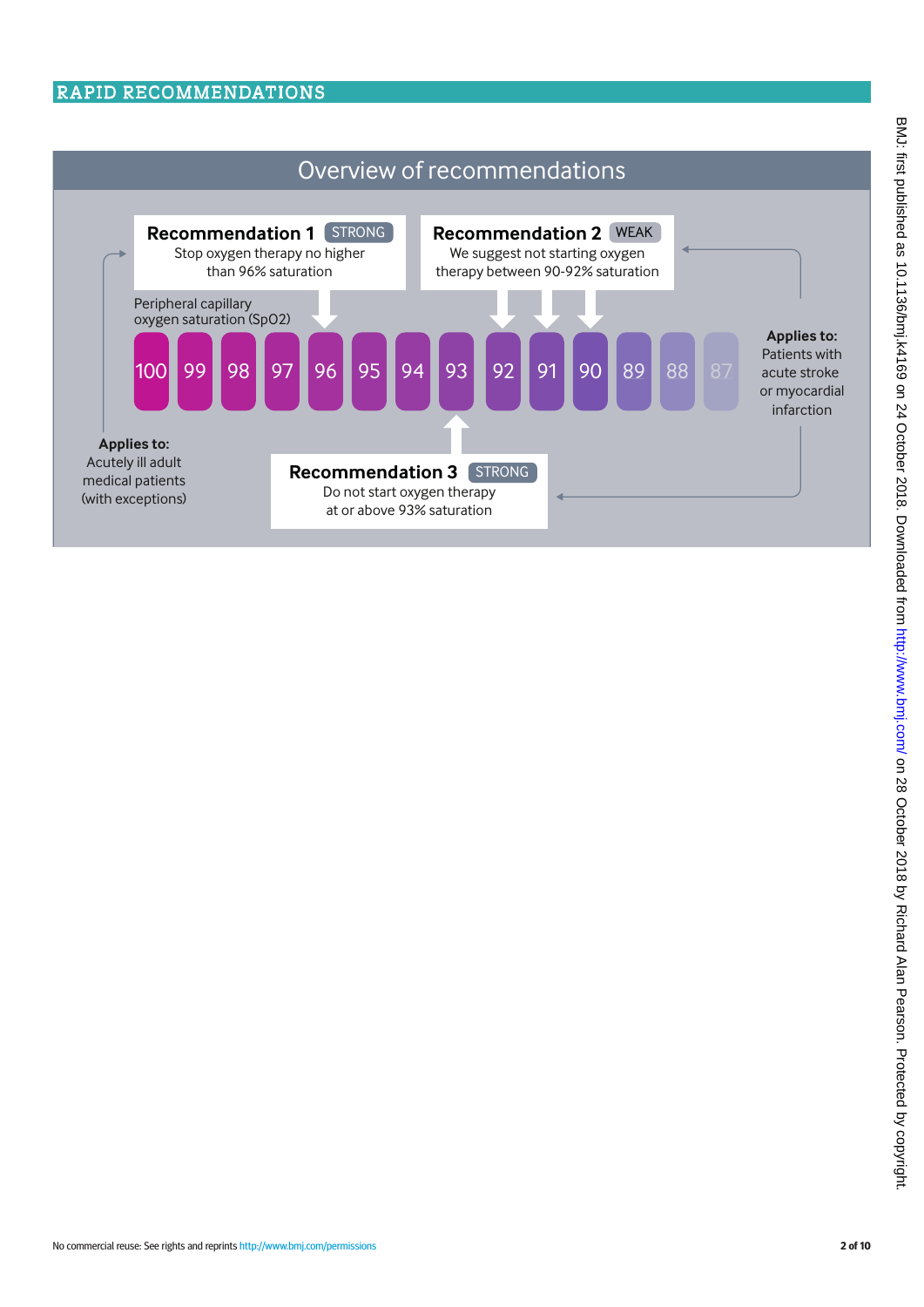## Overview of recommendations

**Recommendation 1** STRONG
Stop oxygen therapy no higher than 96% saturation

**Recommendation 2** WEAK
We suggest not starting oxygen therapy between 90-92% saturation

Peripheral capillary oxygen saturation (SpO2)

100 | 99 | 98 | 97 | 96 | 95 | 94 | 93 | 92 | 91 | 90 | 89 | 88 | 87

**Applies to:**
Acutely ill adult medical patients (with exceptions)

**Recommendation 3** STRONG
Do not start oxygen therapy at or above 93% saturation

**Applies to:**
Patients with acute stroke or myocardial infarction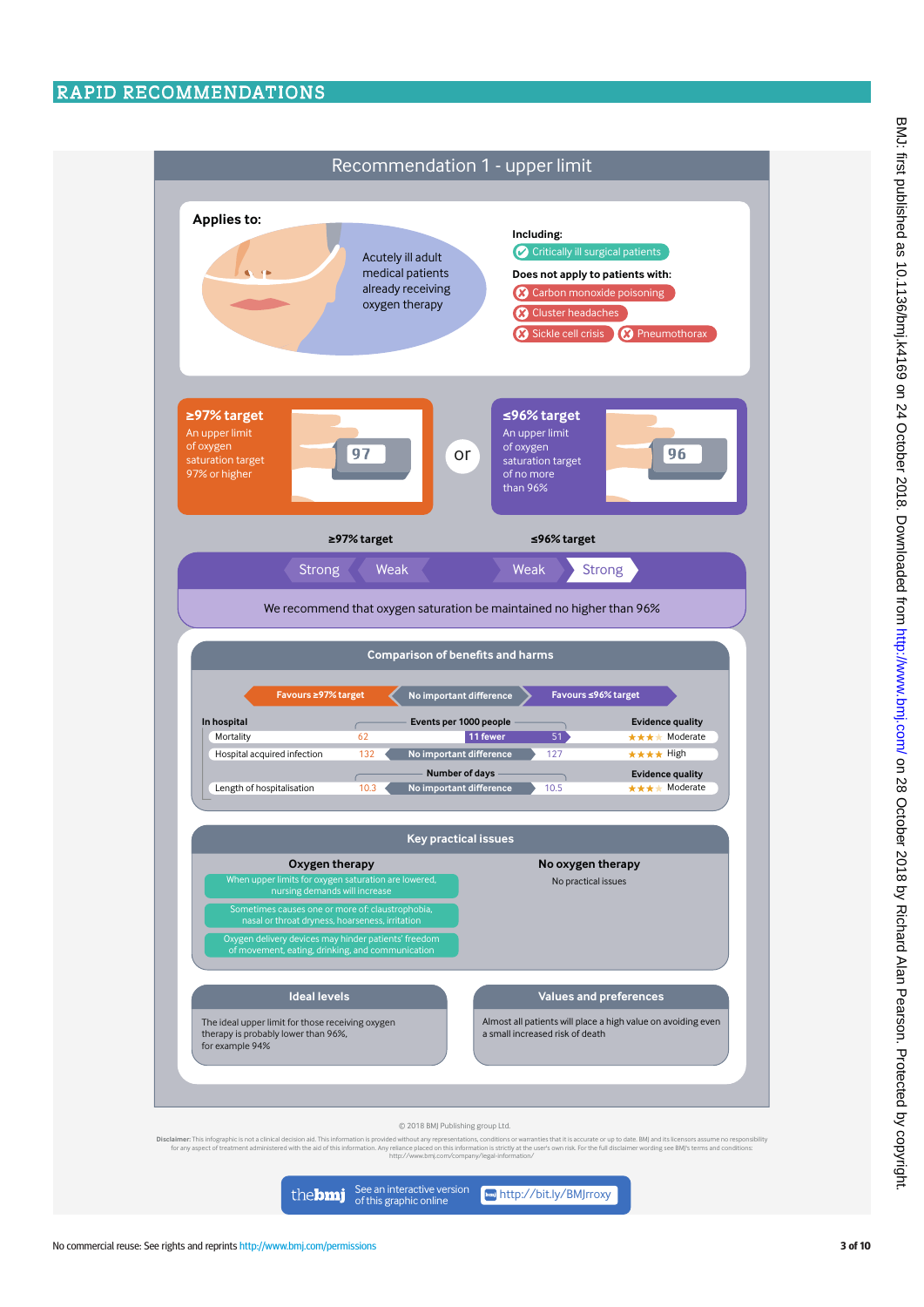# Recommendation 1 - upper limit

**Applies to:**

Acutely ill adult medical patients already receiving oxygen therapy

**Including:**
- Critically ill surgical patients

**Does not apply to patients with:**
- Carbon monoxide poisoning
- Cluster headaches
- Sickle cell crisis
- Pneumothorax

**≥97% target**
An upper limit of oxygen saturation target 97% or higher

or

**≤96% target**
An upper limit of oxygen saturation target of no more than 96%

| ≥97% target | | ≤96% target | |
|---|---|---|---|
| Strong | Weak | Weak | Strong |

We recommend that oxygen saturation be maintained no higher than 96%

## Comparison of benefits and harms

Favours ≥97% target | No important difference | Favours ≤96% target

| In hospital | ≥97% target | Events per 1000 people | ≤96% target | Evidence quality |
|---|---|---|---|---|
| Mortality | 62 | 11 fewer | 51 | ★★★ Moderate |
| Hospital acquired infection | 132 | No important difference | 127 | ★★★★ High |
| | | **Number of days** | | **Evidence quality** |
| Length of hospitalisation | 10.3 | No important difference | 10.5 | ★★★ Moderate |

## Key practical issues

**Oxygen therapy**
- When upper limits for oxygen saturation are lowered, nursing demands will increase
- Sometimes causes one or more of: claustrophobia, nasal or throat dryness, hoarseness, irritation
- Oxygen delivery devices may hinder patients' freedom of movement, eating, drinking, and communication

**No oxygen therapy**
- No practical issues

## Ideal levels

The ideal upper limit for those receiving oxygen therapy is probably lower than 96%, for example 94%

## Values and preferences

Almost all patients will place a high value on avoiding even a small increased risk of death

© 2018 BMJ Publishing group Ltd.

**Disclaimer:** This infographic is not a clinical decision aid. This information is provided without any representations, conditions or warranties that it is accurate or up to date. BMJ and its licensors assume no responsibility for any aspect of treatment administered with the aid of this information. Any reliance placed on this information is strictly at the user's own risk. For the full disclaimer wording see BMJ's terms and conditions: http://www.bmj.com/company/legal-information/

thebmj See an interactive version of this graphic online http://bit.ly/BMJrroxy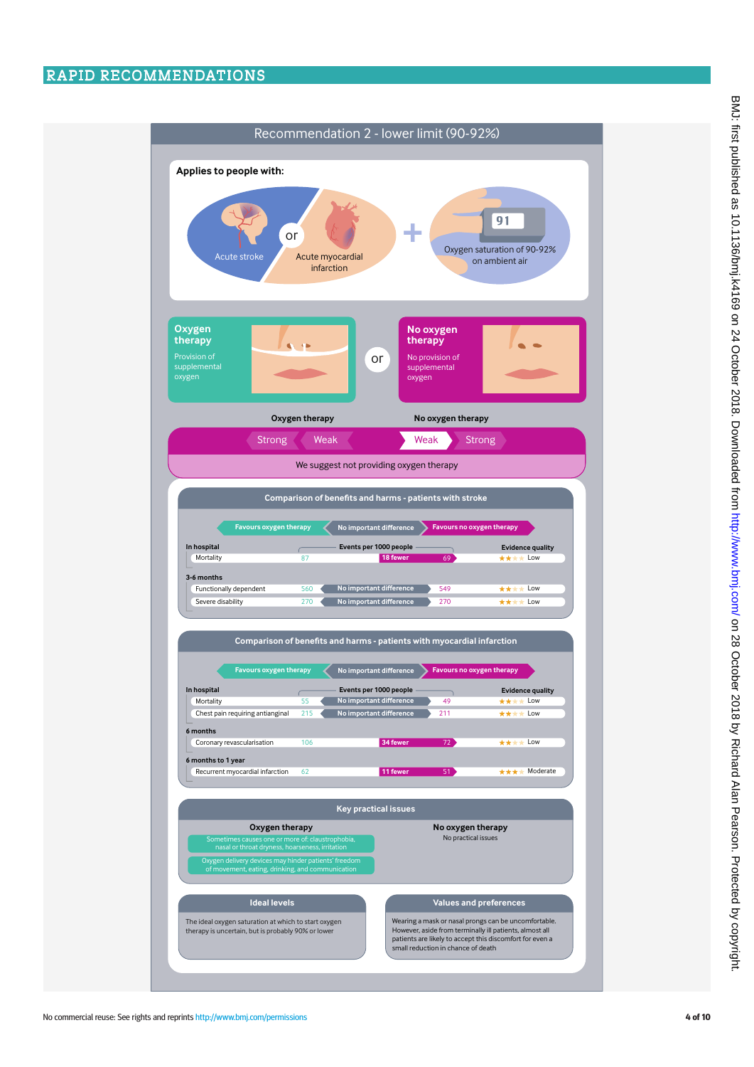## Recommendation 2 - lower limit (90-92%)

**Applies to people with:**

Acute stroke or Acute myocardial infarction + Oxygen saturation of 90-92% on ambient air

**Oxygen therapy** — Provision of supplemental oxygen

or

**No oxygen therapy** — No provision of supplemental oxygen

| Oxygen therapy | | No oxygen therapy | |
|---|---|---|---|
| Strong | Weak | **Weak** | Strong |

We suggest not providing oxygen therapy

### Comparison of benefits and harms - patients with stroke

Favours oxygen therapy | No important difference | Favours no oxygen therapy

| | Oxygen therapy (events per 1000 people) | Difference | No oxygen therapy (events per 1000 people) | Evidence quality |
|---|---|---|---|---|
| **In hospital** | | | | |
| Mortality | 87 | 18 fewer | 69 | ★★ Low |
| **3-6 months** | | | | |
| Functionally dependent | 560 | No important difference | 549 | ★★ Low |
| Severe disability | 270 | No important difference | 270 | ★★ Low |

### Comparison of benefits and harms - patients with myocardial infarction

Favours oxygen therapy | No important difference | Favours no oxygen therapy

| | Oxygen therapy (events per 1000 people) | Difference | No oxygen therapy (events per 1000 people) | Evidence quality |
|---|---|---|---|---|
| **In hospital** | | | | |
| Mortality | 55 | No important difference | 49 | ★★ Low |
| Chest pain requiring antianginal | 215 | No important difference | 211 | ★★ Low |
| **6 months** | | | | |
| Coronary revascularisation | 106 | 34 fewer | 72 | ★★ Low |
| **6 months to 1 year** | | | | |
| Recurrent myocardial infarction | 62 | 11 fewer | 51 | ★★★ Moderate |

### Key practical issues

**Oxygen therapy**

- Sometimes causes one or more of: claustrophobia, nasal or throat dryness, hoarseness, irritation
- Oxygen delivery devices may hinder patients' freedom of movement, eating, drinking, and communication

**No oxygen therapy**

No practical issues

### Ideal levels

The ideal oxygen saturation at which to start oxygen therapy is uncertain, but is probably 90% or lower

### Values and preferences

Wearing a mask or nasal prongs can be uncomfortable. However, aside from terminally ill patients, almost all patients are likely to accept this discomfort for even a small reduction in chance of death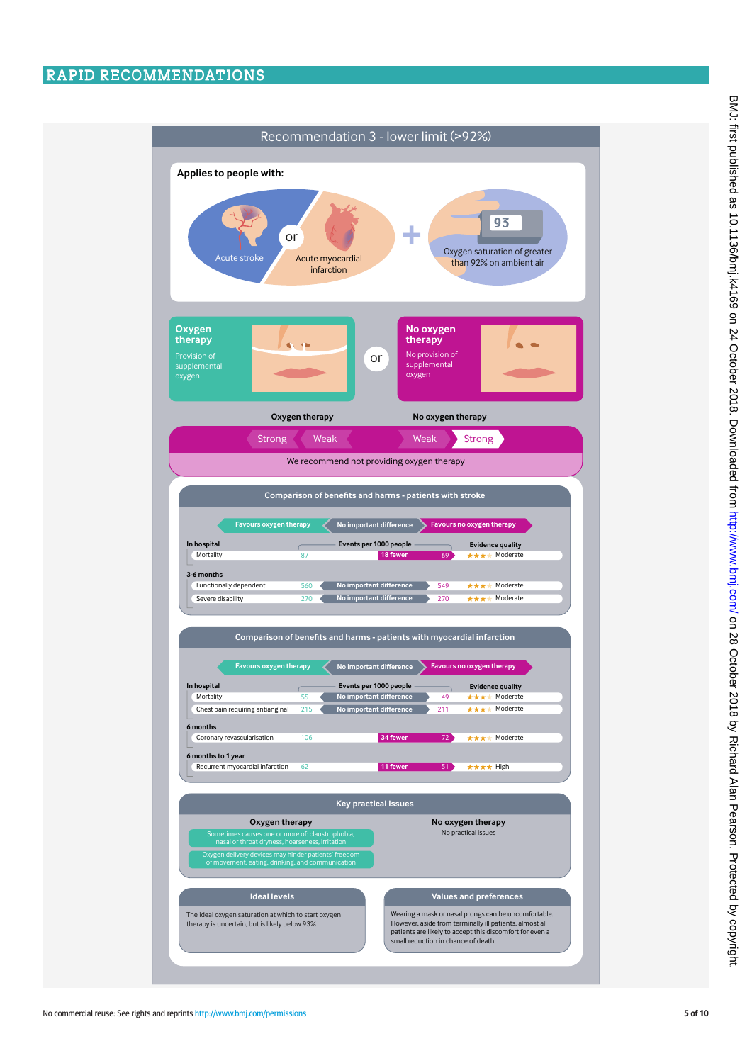# Recommendation 3 - lower limit (>92%)

**Applies to people with:**

Acute stroke or Acute myocardial infarction + Oxygen saturation of greater than 92% on ambient air

**Oxygen therapy** — Provision of supplemental oxygen

or

**No oxygen therapy** — No provision of supplemental oxygen

| Oxygen therapy | | No oxygen therapy | |
|---|---|---|---|
| Strong | Weak | Weak | Strong |

We recommend not providing oxygen therapy

## Comparison of benefits and harms - patients with stroke

Favours oxygen therapy | No important difference | Favours no oxygen therapy

| | Oxygen therapy (events per 1000 people) | Difference | No oxygen therapy (events per 1000 people) | Evidence quality |
|---|---|---|---|---|
| **In hospital** | | | | |
| Mortality | 87 | 18 fewer | 69 | ★★★ Moderate |
| **3-6 months** | | | | |
| Functionally dependent | 560 | No important difference | 549 | ★★★ Moderate |
| Severe disability | 270 | No important difference | 270 | ★★★ Moderate |

## Comparison of benefits and harms - patients with myocardial infarction

Favours oxygen therapy | No important difference | Favours no oxygen therapy

| | Oxygen therapy (events per 1000 people) | Difference | No oxygen therapy (events per 1000 people) | Evidence quality |
|---|---|---|---|---|
| **In hospital** | | | | |
| Mortality | 55 | No important difference | 49 | ★★★ Moderate |
| Chest pain requiring antianginal | 215 | No important difference | 211 | ★★★ Moderate |
| **6 months** | | | | |
| Coronary revascularisation | 106 | 34 fewer | 72 | ★★★ Moderate |
| **6 months to 1 year** | | | | |
| Recurrent myocardial infarction | 62 | 11 fewer | 51 | ★★★★ High |

## Key practical issues

**Oxygen therapy**

- Sometimes causes one or more of: claustrophobia, nasal or throat dryness, hoarseness, irritation
- Oxygen delivery devices may hinder patients' freedom of movement, eating, drinking, and communication

**No oxygen therapy**

No practical issues

## Ideal levels

The ideal oxygen saturation at which to start oxygen therapy is uncertain, but is likely below 93%

## Values and preferences

Wearing a mask or nasal prongs can be uncomfortable. However, aside from terminally ill patients, almost all patients are likely to accept this discomfort for even a small reduction in chance of death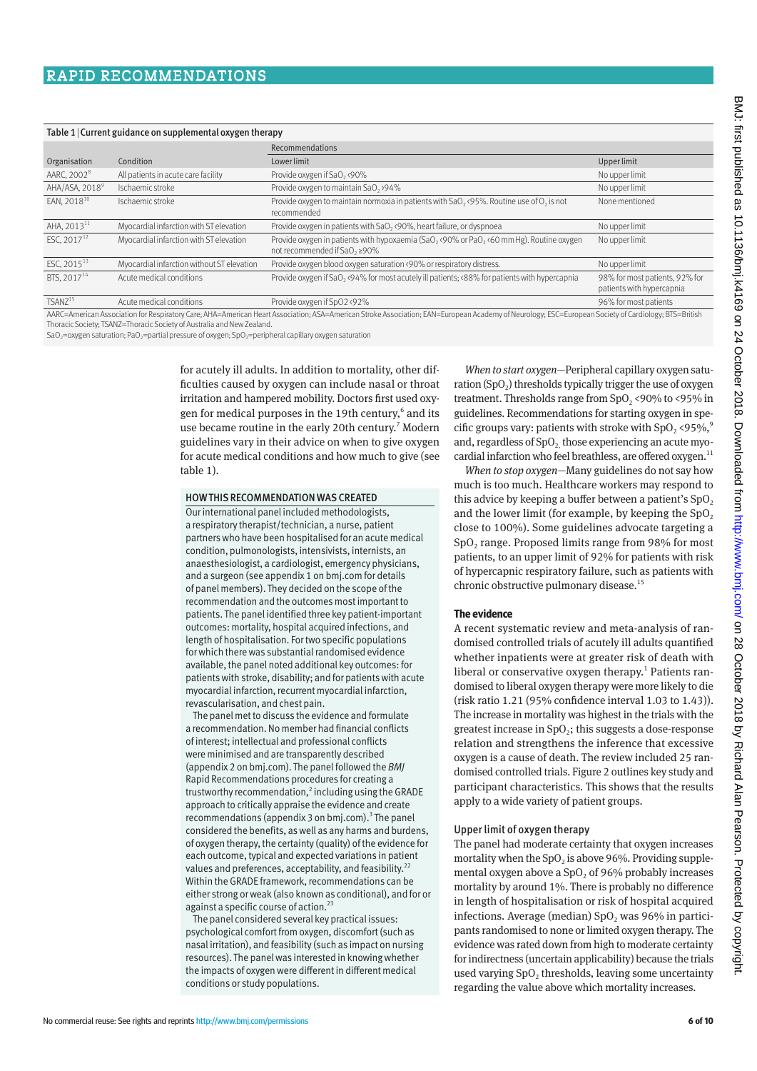**Table 1 | Current guidance on supplemental oxygen therapy**

| Organisation | Condition | Recommendations | |
|---|---|---|---|
| | | Lower limit | Upper limit |
| AARC, 2002[8] | All patients in acute care facility | Provide oxygen if $SaO_2$ <90% | No upper limit |
| AHA/ASA, 2018[9] | Ischaemic stroke | Provide oxygen to maintain $SaO_2$ >94% | No upper limit |
| EAN, 2018[10] | Ischaemic stroke | Provide oxygen to maintain normoxia in patients with $SaO_2$ <95%. Routine use of $O_2$ is not recommended | None mentioned |
| AHA, 2013[11] | Myocardial infarction with ST elevation | Provide oxygen in patients with $SaO_2$ <90%, heart failure, or dyspnoea | No upper limit |
| ESC, 2017[12] | Myocardial infarction with ST elevation | Provide oxygen in patients with hypoxaemia ($SaO_2$ <90% or $PaO_2$ <60 mm Hg). Routine oxygen not recommended if $SaO_2$ ≥90% | No upper limit |
| ESC, 2015[13] | Myocardial infarction without ST elevation | Provide oxygen blood oxygen saturation <90% or respiratory distress. | No upper limit |
| BTS, 2017[14] | Acute medical conditions | Provide oxygen if $SaO_2$ <94% for most acutely ill patients; <88% for patients with hypercapnia | 98% for most patients, 92% for patients with hypercapnia |
| TSANZ[15] | Acute medical conditions | Provide oxygen if SpO2 <92% | 96% for most patients |

AARC=American Association for Respiratory Care; AHA=American Heart Association; ASA=American Stroke Association; EAN=European Academy of Neurology; ESC=European Society of Cardiology; BTS=British Thoracic Society; TSANZ=Thoracic Society of Australia and New Zealand.
$SaO_2$=oxygen saturation; $PaO_2$=partial pressure of oxygen; $SpO_2$=peripheral capillary oxygen saturation

for acutely ill adults. In addition to mortality, other difficulties caused by oxygen can include nasal or throat irritation and hampered mobility. Doctors first used oxygen for medical purposes in the 19th century,[6] and its use became routine in the early 20th century.[7] Modern guidelines vary in their advice on when to give oxygen for acute medical conditions and how much to give (see table 1).

### HOW THIS RECOMMENDATION WAS CREATED

Our international panel included methodologists, a respiratory therapist/technician, a nurse, patient partners who have been hospitalised for an acute medical condition, pulmonologists, intensivists, internists, an anaesthesiologist, a cardiologist, emergency physicians, and a surgeon (see appendix 1 on bmj.com for details of panel members). They decided on the scope of the recommendation and the outcomes most important to patients. The panel identified three key patient-important outcomes: mortality, hospital acquired infections, and length of hospitalisation. For two specific populations for which there was substantial randomised evidence available, the panel noted additional key outcomes: for patients with stroke, disability; and for patients with acute myocardial infarction, recurrent myocardial infarction, revascularisation, and chest pain.

The panel met to discuss the evidence and formulate a recommendation. No member had financial conflicts of interest; intellectual and professional conflicts were minimised and are transparently described (appendix 2 on bmj.com). The panel followed the *BMJ* Rapid Recommendations procedures for creating a trustworthy recommendation,[2] including using the GRADE approach to critically appraise the evidence and create recommendations (appendix 3 on bmj.com).[3] The panel considered the benefits, as well as any harms and burdens, of oxygen therapy, the certainty (quality) of the evidence for each outcome, typical and expected variations in patient values and preferences, acceptability, and feasibility.[22] Within the GRADE framework, recommendations can be either strong or weak (also known as conditional), and for or against a specific course of action.[23]

The panel considered several key practical issues: psychological comfort from oxygen, discomfort (such as nasal irritation), and feasibility (such as impact on nursing resources). The panel was interested in knowing whether the impacts of oxygen were different in different medical conditions or study populations.

*When to start oxygen*—Peripheral capillary oxygen saturation ($SpO_2$) thresholds typically trigger the use of oxygen treatment. Thresholds range from $SpO_2$ <90% to <95% in guidelines. Recommendations for starting oxygen in specific groups vary: patients with stroke with $SpO_2$ <95%,[9] and, regardless of $SpO_2$, those experiencing an acute myocardial infarction who feel breathless, are offered oxygen.[11]

*When to stop oxygen*—Many guidelines do not say how much is too much. Healthcare workers may respond to this advice by keeping a buffer between a patient's $SpO_2$ and the lower limit (for example, by keeping the $SpO_2$ close to 100%). Some guidelines advocate targeting a $SpO_2$ range. Proposed limits range from 98% for most patients, to an upper limit of 92% for patients with risk of hypercapnic respiratory failure, such as patients with chronic obstructive pulmonary disease.[15]

## The evidence

A recent systematic review and meta-analysis of randomised controlled trials of acutely ill adults quantified whether inpatients were at greater risk of death with liberal or conservative oxygen therapy.[1] Patients randomised to liberal oxygen therapy were more likely to die (risk ratio 1.21 (95% confidence interval 1.03 to 1.43)). The increase in mortality was highest in the trials with the greatest increase in $SpO_2$; this suggests a dose-response relation and strengthens the inference that excessive oxygen is a cause of death. The review included 25 randomised controlled trials. Figure 2 outlines key study and participant characteristics. This shows that the results apply to a wide variety of patient groups.

### Upper limit of oxygen therapy

The panel had moderate certainty that oxygen increases mortality when the $SpO_2$ is above 96%. Providing supplemental oxygen above a $SpO_2$ of 96% probably increases mortality by around 1%. There is probably no difference in length of hospitalisation or risk of hospital acquired infections. Average (median) $SpO_2$ was 96% in participants randomised to none or limited oxygen therapy. The evidence was rated down from high to moderate certainty for indirectness (uncertain applicability) because the trials used varying $SpO_2$ thresholds, leaving some uncertainty regarding the value above which mortality increases.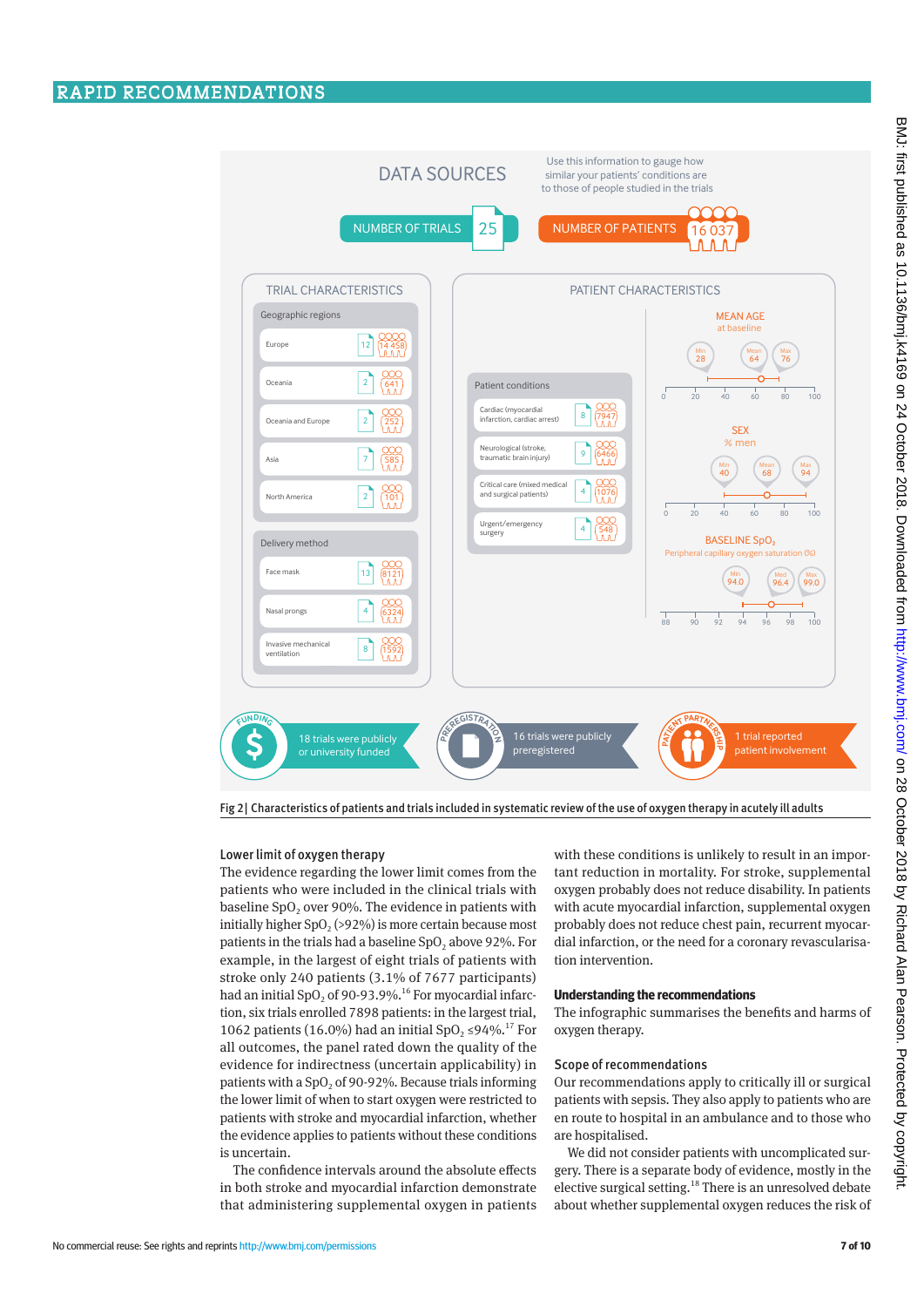## DATA SOURCES

Use this information to gauge how similar your patients' conditions are to those of people studied in the trials

NUMBER OF TRIALS: 25

NUMBER OF PATIENTS: 16 037

### TRIAL CHARACTERISTICS

**Geographic regions**

| Region | Trials | Patients |
|---|---|---|
| Europe | 12 | 14 458 |
| Oceania | 2 | 641 |
| Oceania and Europe | 2 | 252 |
| Asia | 7 | 585 |
| North America | 2 | 101 |

**Delivery method**

| Method | Trials | Patients |
|---|---|---|
| Face mask | 13 | 8121 |
| Nasal prongs | 4 | 6324 |
| Invasive mechanical ventilation | 8 | 1592 |

### PATIENT CHARACTERISTICS

**Patient conditions**

| Condition | Trials | Patients |
|---|---|---|
| Cardiac (myocardial infarction, cardiac arrest) | 8 | 7947 |
| Neurological (stroke, traumatic brain injury) | 9 | 6466 |
| Critical care (mixed medical and surgical patients) | 4 | 1076 |
| Urgent/emergency surgery | 4 | 548 |

**MEAN AGE** at baseline: Min 28, Mean 64, Max 76

**SEX** % men: Min 40, Mean 68, Max 94

**BASELINE $SpO_2$** Peripheral capillary oxygen saturation (%): Min 94.0, Med 96.4, Max 99.0

**FUNDING:** 18 trials were publicly or university funded

**PREREGISTRATION:** 16 trials were publicly preregistered

**PATIENT PARTNERSHIP:** 1 trial reported patient involvement

**Fig 2| Characteristics of patients and trials included in systematic review of the use of oxygen therapy in acutely ill adults**

### Lower limit of oxygen therapy

The evidence regarding the lower limit comes from the patients who were included in the clinical trials with baseline $SpO_2$ over 90%. The evidence in patients with initially higher $SpO_2$ (>92%) is more certain because most patients in the trials had a baseline $SpO_2$ above 92%. For example, in the largest of eight trials of patients with stroke only 240 patients (3.1% of 7677 participants) had an initial $SpO_2$ of 90-93.9%.[16] For myocardial infarction, six trials enrolled 7898 patients: in the largest trial, 1062 patients (16.0%) had an initial $SpO_2$ ≤94%.[17] For all outcomes, the panel rated down the quality of the evidence for indirectness (uncertain applicability) in patients with a $SpO_2$ of 90-92%. Because trials informing the lower limit of when to start oxygen were restricted to patients with stroke and myocardial infarction, whether the evidence applies to patients without these conditions is uncertain.

The confidence intervals around the absolute effects in both stroke and myocardial infarction demonstrate that administering supplemental oxygen in patients with these conditions is unlikely to result in an important reduction in mortality. For stroke, supplemental oxygen probably does not reduce disability. In patients with acute myocardial infarction, supplemental oxygen probably does not reduce chest pain, recurrent myocardial infarction, or the need for a coronary revascularisation intervention.

### Understanding the recommendations

The infographic summarises the benefits and harms of oxygen therapy.

### Scope of recommendations

Our recommendations apply to critically ill or surgical patients with sepsis. They also apply to patients who are en route to hospital in an ambulance and to those who are hospitalised.

We did not consider patients with uncomplicated surgery. There is a separate body of evidence, mostly in the elective surgical setting.[18] There is an unresolved debate about whether supplemental oxygen reduces the risk of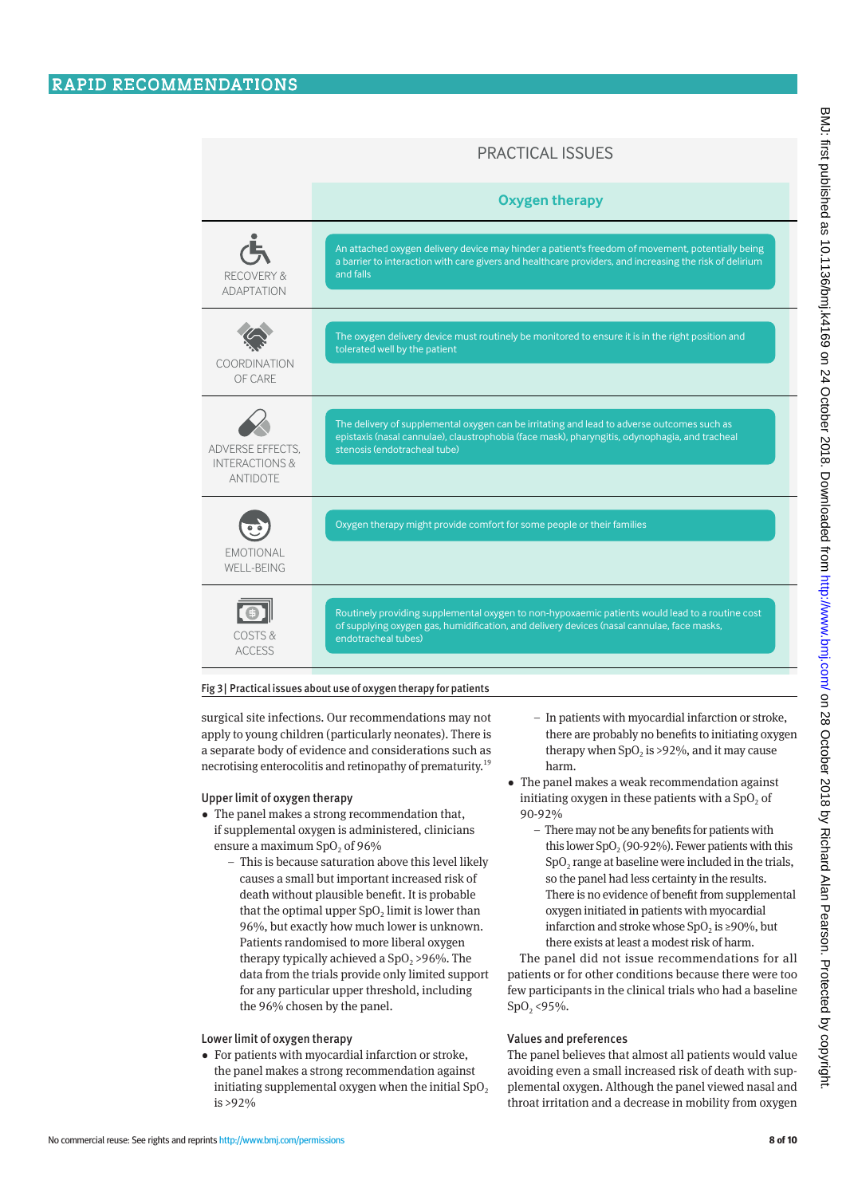| PRACTICAL ISSUES | Oxygen therapy |
|---|---|
| RECOVERY & ADAPTATION | An attached oxygen delivery device may hinder a patient's freedom of movement, potentially being a barrier to interaction with care givers and healthcare providers, and increasing the risk of delirium and falls |
| COORDINATION OF CARE | The oxygen delivery device must routinely be monitored to ensure it is in the right position and tolerated well by the patient |
| ADVERSE EFFECTS, INTERACTIONS & ANTIDOTE | The delivery of supplemental oxygen can be irritating and lead to adverse outcomes such as epistaxis (nasal cannulae), claustrophobia (face mask), pharyngitis, odynophagia, and tracheal stenosis (endotracheal tube) |
| EMOTIONAL WELL-BEING | Oxygen therapy might provide comfort for some people or their families |
| COSTS & ACCESS | Routinely providing supplemental oxygen to non-hypoxaemic patients would lead to a routine cost of supplying oxygen gas, humidification, and delivery devices (nasal cannulae, face masks, endotracheal tubes) |

Fig 3 | Practical issues about use of oxygen therapy for patients

surgical site infections. Our recommendations may not apply to young children (particularly neonates). There is a separate body of evidence and considerations such as necrotising enterocolitis and retinopathy of prematurity.[19]

### Upper limit of oxygen therapy

- The panel makes a strong recommendation that, if supplemental oxygen is administered, clinicians ensure a maximum $SpO_2$ of 96%
  - This is because saturation above this level likely causes a small but important increased risk of death without plausible benefit. It is probable that the optimal upper $SpO_2$ limit is lower than 96%, but exactly how much lower is unknown. Patients randomised to more liberal oxygen therapy typically achieved a $SpO_2$ >96%. The data from the trials provide only limited support for any particular upper threshold, including the 96% chosen by the panel.

### Lower limit of oxygen therapy

- For patients with myocardial infarction or stroke, the panel makes a strong recommendation against initiating supplemental oxygen when the initial $SpO_2$ is >92%
  - In patients with myocardial infarction or stroke, there are probably no benefits to initiating oxygen therapy when $SpO_2$ is >92%, and it may cause harm.
- The panel makes a weak recommendation against initiating oxygen in these patients with a $SpO_2$ of 90-92%
  - There may not be any benefits for patients with this lower $SpO_2$ (90-92%). Fewer patients with this $SpO_2$ range at baseline were included in the trials, so the panel had less certainty in the results. There is no evidence of benefit from supplemental oxygen initiated in patients with myocardial infarction and stroke whose $SpO_2$ is ≥90%, but there exists at least a modest risk of harm.

The panel did not issue recommendations for all patients or for other conditions because there were too few participants in the clinical trials who had a baseline $SpO_2$ <95%.

### Values and preferences

The panel believes that almost all patients would value avoiding even a small increased risk of death with supplemental oxygen. Although the panel viewed nasal and throat irritation and a decrease in mobility from oxygen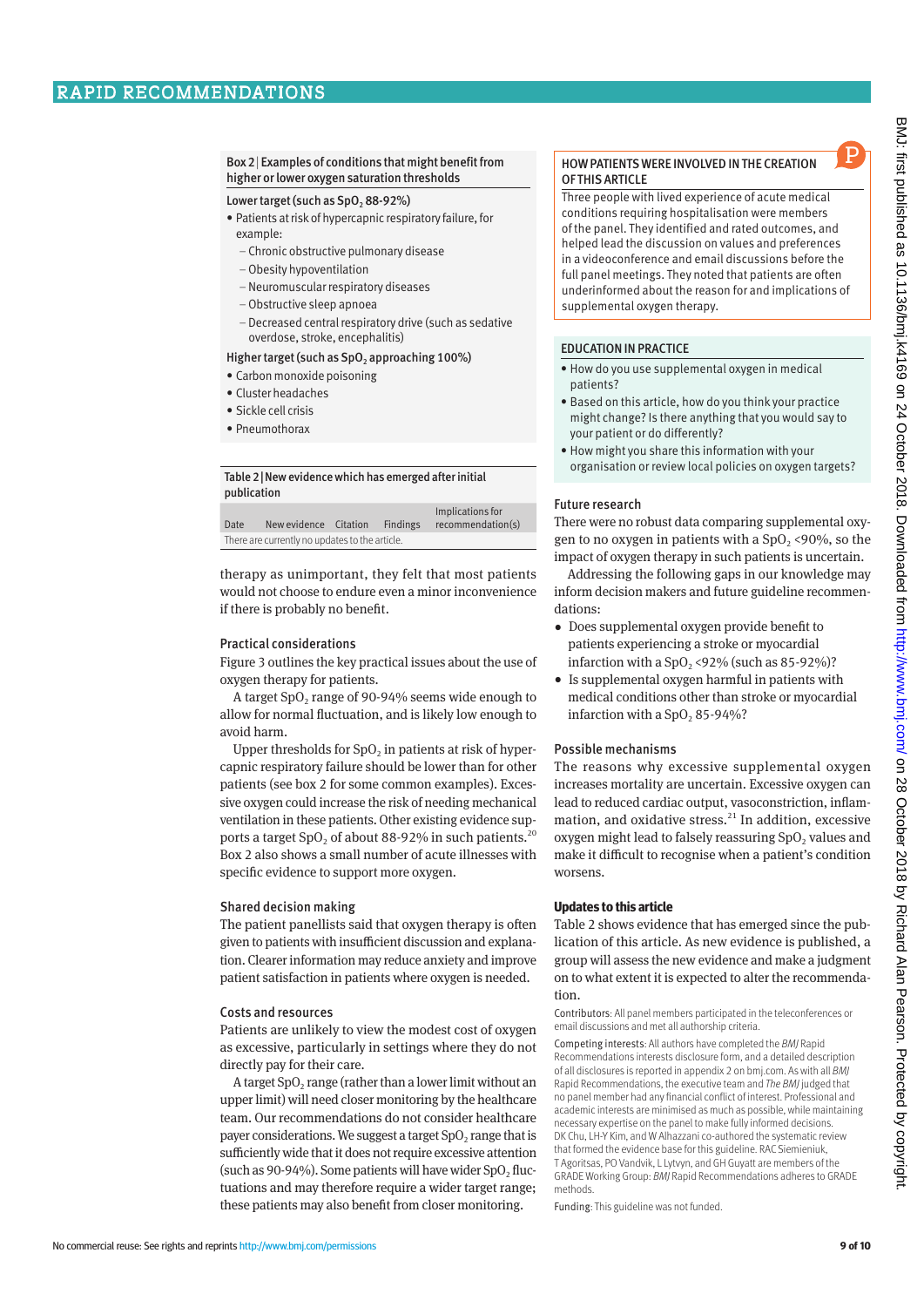**Box 2 | Examples of conditions that might benefit from higher or lower oxygen saturation thresholds**

Lower target (such as $SpO_2$ 88-92%)

- Patients at risk of hypercapnic respiratory failure, for example:
  - Chronic obstructive pulmonary disease
  - Obesity hypoventilation
  - Neuromuscular respiratory diseases
  - Obstructive sleep apnoea
  - Decreased central respiratory drive (such as sedative overdose, stroke, encephalitis)

Higher target (such as $SpO_2$ approaching 100%)

- Carbon monoxide poisoning
- Cluster headaches
- Sickle cell crisis
- Pneumothorax

**Table 2 | New evidence which has emerged after initial publication**

| Date | New evidence | Citation | Findings | Implications for recommendation(s) |
|---|---|---|---|---|
| There are currently no updates to the article. | | | | |

therapy as unimportant, they felt that most patients would not choose to endure even a minor inconvenience if there is probably no benefit.

### Practical considerations

Figure 3 outlines the key practical issues about the use of oxygen therapy for patients.

A target $SpO_2$ range of 90-94% seems wide enough to allow for normal fluctuation, and is likely low enough to avoid harm.

Upper thresholds for $SpO_2$ in patients at risk of hypercapnic respiratory failure should be lower than for other patients (see box 2 for some common examples). Excessive oxygen could increase the risk of needing mechanical ventilation in these patients. Other existing evidence supports a target $SpO_2$ of about 88-92% in such patients.[20] Box 2 also shows a small number of acute illnesses with specific evidence to support more oxygen.

### Shared decision making

The patient panellists said that oxygen therapy is often given to patients with insufficient discussion and explanation. Clearer information may reduce anxiety and improve patient satisfaction in patients where oxygen is needed.

### Costs and resources

Patients are unlikely to view the modest cost of oxygen as excessive, particularly in settings where they do not directly pay for their care.

A target $SpO_2$ range (rather than a lower limit without an upper limit) will need closer monitoring by the healthcare team. Our recommendations do not consider healthcare payer considerations. We suggest a target $SpO_2$ range that is sufficiently wide that it does not require excessive attention (such as 90-94%). Some patients will have wider $SpO_2$ fluctuations and may therefore require a wider target range; these patients may also benefit from closer monitoring.

**HOW PATIENTS WERE INVOLVED IN THE CREATION OF THIS ARTICLE**

Three people with lived experience of acute medical conditions requiring hospitalisation were members of the panel. They identified and rated outcomes, and helped lead the discussion on values and preferences in a videoconference and email discussions before the full panel meetings. They noted that patients are often underinformed about the reason for and implications of supplemental oxygen therapy.

**EDUCATION IN PRACTICE**

- How do you use supplemental oxygen in medical patients?
- Based on this article, how do you think your practice might change? Is there anything that you would say to your patient or do differently?
- How might you share this information with your organisation or review local policies on oxygen targets?

### Future research

There were no robust data comparing supplemental oxygen to no oxygen in patients with $SpO_2$ <90%, so the impact of oxygen therapy in such patients is uncertain.

Addressing the following gaps in our knowledge may inform decision makers and future guideline recommendations:

- Does supplemental oxygen provide benefit to patients experiencing a stroke or myocardial infarction with a $SpO_2$ <92% (such as 85-92%)?
- Is supplemental oxygen harmful in patients with medical conditions other than stroke or myocardial infarction with a $SpO_2$ 85-94%?

### Possible mechanisms

The reasons why excessive supplemental oxygen increases mortality are uncertain. Excessive oxygen can lead to reduced cardiac output, vasoconstriction, inflammation, and oxidative stress.[21] In addition, excessive oxygen might lead to falsely reassuring $SpO_2$ values and make it difficult to recognise when a patient's condition worsens.

### Updates to this article

Table 2 shows evidence that has emerged since the publication of this article. As new evidence is published, a group will assess the new evidence and make a judgment on to what extent it is expected to alter the recommendation.

Contributors: All panel members participated in the teleconferences or email discussions and met all authorship criteria.

Competing interests: All authors have completed the *BMJ* Rapid Recommendations interests disclosure form, and a detailed description of all disclosures is reported in appendix 2 on bmj.com. As with all *BMJ* Rapid Recommendations, the executive team and *The BMJ* judged that no panel member had any financial conflict of interest. Professional and academic interests are minimised as much as possible, while maintaining necessary expertise on the panel to make fully informed decisions. DK Chu, LH-Y Kim, and W Alhazzani co-authored the systematic review that formed the evidence base for this guideline. RAC Siemieniuk, T Agoritsas, PO Vandvik, L Lytvyn, and GH Guyatt are members of the GRADE Working Group: *BMJ* Rapid Recommendations adheres to GRADE methods.

Funding: This guideline was not funded.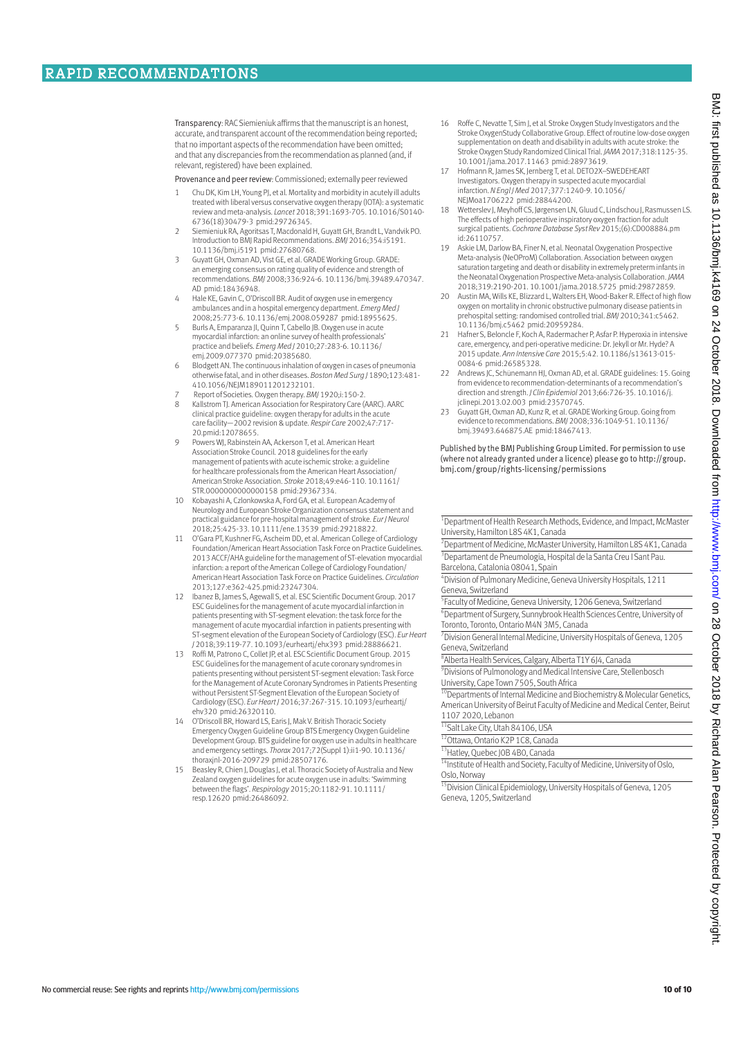Transparency: RAC Siemieniuk affirms that the manuscript is an honest, accurate, and transparent account of the recommendation being reported; that no important aspects of the recommendation have been omitted; and that any discrepancies from the recommendation as planned (and, if relevant, registered) have been explained.

Provenance and peer review: Commissioned; externally peer reviewed

1. Chu DK, Kim LH, Young PJ, et al. Mortality and morbidity in acutely ill adults treated with liberal versus conservative oxygen therapy (IOTA): a systematic review and meta-analysis. *Lancet* 2018;391:1693-705. 10.1016/S0140-6736(18)30479-3 pmid:29726345.
2. Siemieniuk RA, Agoritsas T, Macdonald H, Guyatt GH, Brandt L, Vandvik PO. Introduction to BMJ Rapid Recommendations. *BMJ* 2016;354:i5191. 10.1136/bmj.i5191 pmid:27680768.
3. Guyatt GH, Oxman AD, Vist GE, et al. GRADE Working Group. GRADE: an emerging consensus on rating quality of evidence and strength of recommendations. *BMJ* 2008;336:924-6. 10.1136/bmj.39489.470347.AD pmid:18436948.
4. Hale KE, Gavin C, O'Driscoll BR. Audit of oxygen use in emergency ambulances and in a hospital emergency department. *Emerg Med J* 2008;25:773-6. 10.1136/emj.2008.059287 pmid:18955625.
5. Burls A, Emparanza JI, Quinn T, Cabello JB. Oxygen use in acute myocardial infarction: an online survey of health professionals' practice and beliefs. *Emerg Med J* 2010;27:283-6. 10.1136/emj.2009.077370 pmid:20385680.
6. Blodgett AN. The continuous inhalation of oxygen in cases of pneumonia otherwise fatal, and in other diseases. *Boston Med Surg J* 1890;123:481-410.1056/NEJM189011201232101.
7. Report of Societies. Oxygen therapy. *BMJ* 1920;i:150-2.
8. Kallstrom TJ. American Association for Respiratory Care (AARC). AARC clinical practice guideline: oxygen therapy for adults in the acute care facility—2002 revision & update. *Respir Care* 2002;47:717-20.pmid:12078655.
9. Powers WJ, Rabinstein AA, Ackerson T, et al. American Heart Association Stroke Council. 2018 guidelines for the early management of patients with acute ischemic stroke: a guideline for healthcare professionals from the American Heart Association/American Stroke Association. *Stroke* 2018;49:e46-110. 10.1161/STR.0000000000000158 pmid:29367334.
10. Kobayashi A, Czlonkowska A, Ford GA, et al. European Academy of Neurology and European Stroke Organization consensus statement and practical guidance for pre-hospital management of stroke. *Eur J Neurol* 2018;25:425-33. 10.1111/ene.13539 pmid:29218822.
11. O'Gara PT, Kushner FG, Ascheim DD, et al. American College of Cardiology Foundation/American Heart Association Task Force on Practice Guidelines. 2013 ACCF/AHA guideline for the management of ST-elevation myocardial infarction: a report of the American College of Cardiology Foundation/American Heart Association Task Force on Practice Guidelines. *Circulation* 2013;127:e362-425.pmid:23247304.
12. Ibanez B, James S, Agewall S, et al. ESC Scientific Document Group. 2017 ESC Guidelines for the management of acute myocardial infarction in patients presenting with ST-segment elevation: the task force for the management of acute myocardial infarction in patients presenting with ST-segment elevation of the European Society of Cardiology (ESC). *Eur Heart J* 2018;39:119-77. 10.1093/eurheartj/ehx393 pmid:28886621.
13. Roffi M, Patrono C, Collet JP, et al. ESC Scientific Document Group. 2015 ESC Guidelines for the management of acute coronary syndromes in patients presenting without persistent ST-segment elevation: Task Force for the Management of Acute Coronary Syndromes in Patients Presenting without Persistent ST-Segment Elevation of the European Society of Cardiology (ESC). *Eur Heart J* 2016;37:267-315. 10.1093/eurheartj/ehv320 pmid:26320110.
14. O'Driscoll BR, Howard LS, Earis J, Mak V. British Thoracic Society Emergency Oxygen Guideline Group BTS Emergency Oxygen Guideline Development Group. BTS guideline for oxygen use in adults in healthcare and emergency settings. *Thorax* 2017;72(Suppl 1):ii1-90. 10.1136/thoraxjnl-2016-209729 pmid:28507176.
15. Beasley R, Chien J, Douglas J, et al. Thoracic Society of Australia and New Zealand oxygen guidelines for acute oxygen use in adults: 'Swimming between the flags'. *Respirology* 2015;20:1182-91. 10.1111/resp.12620 pmid:26486092.
16. Roffe C, Nevatte T, Sim J, et al. Stroke Oxygen Study Investigators and the Stroke OxygenStudy Collaborative Group. Effect of routine low-dose oxygen supplementation on death and disability in adults with acute stroke: the Stroke Oxygen Study Randomized Clinical Trial. *JAMA* 2017;318:1125-35. 10.1001/jama.2017.11463 pmid:28973619.
17. Hofmann R, James SK, Jernberg T, et al. DETO2X–SWEDEHEART Investigators. Oxygen therapy in suspected acute myocardial infarction. *N Engl J Med* 2017;377:1240-9. 10.1056/NEJMoa1706222 pmid:28844200.
18. Wetterslev J, Meyhoff CS, Jørgensen LN, Gluud C, Lindschou J, Rasmussen LS. The effects of high perioperative inspiratory oxygen fraction for adult surgical patients. *Cochrane Database Syst Rev* 2015;(6):CD008884.pm id:26110757.
19. Askie LM, Darlow BA, Finer N, et al. Neonatal Oxygenation Prospective Meta-analysis (NeOProM) Collaboration. Association between oxygen saturation targeting and death or disability in extremely preterm infants in the Neonatal Oxygenation Prospective Meta-analysis Collaboration. *JAMA* 2018;319:2190-201. 10.1001/jama.2018.5725 pmid:29872859.
20. Austin MA, Wills KE, Blizzard L, Walters EH, Wood-Baker R. Effect of high flow oxygen on mortality in chronic obstructive pulmonary disease patients in prehospital setting: randomised controlled trial. *BMJ* 2010;341:c5462. 10.1136/bmj.c5462 pmid:20959284.
21. Hafner S, Beloncle F, Koch A, Radermacher P, Asfar P. Hyperoxia in intensive care, emergency, and peri-operative medicine: Dr. Jekyll or Mr. Hyde? A 2015 update. *Ann Intensive Care* 2015;5:42. 10.1186/s13613-015-0084-6 pmid:26585328.
22. Andrews JC, Schünemann HJ, Oxman AD, et al. GRADE guidelines: 15. Going from evidence to recommendation-determinants of a recommendation's direction and strength. *J Clin Epidemiol* 2013;66:726-35. 10.1016/j.jclinepi.2013.02.003 pmid:23570745.
23. Guyatt GH, Oxman AD, Kunz R, et al. GRADE Working Group. Going from evidence to recommendations. *BMJ* 2008;336:1049-51. 10.1136/bmj.39493.646875.AE pmid:18467413.

Published by the BMJ Publishing Group Limited. For permission to use (where not already granted under a licence) please go to http://group.bmj.com/group/rights-licensing/permissions

[1] Department of Health Research Methods, Evidence, and Impact, McMaster University, Hamilton L8S 4K1, Canada

[2] Department of Medicine, McMaster University, Hamilton L8S 4K1, Canada

[3] Departament de Pneumologia, Hospital de la Santa Creu I Sant Pau. Barcelona, Catalonia 08041, Spain

[4] Division of Pulmonary Medicine, Geneva University Hospitals, 1211 Geneva, Switzerland

[5] Faculty of Medicine, Geneva University, 1206 Geneva, Switzerland

[6] Department of Surgery, Sunnybrook Health Sciences Centre, University of Toronto, Toronto, Ontario M4N 3M5, Canada

[7] Division General Internal Medicine, University Hospitals of Geneva, 1205 Geneva, Switzerland

[8] Alberta Health Services, Calgary, Alberta T1Y 6J4, Canada

[9] Divisions of Pulmonology and Medical Intensive Care, Stellenbosch University, Cape Town 7505, South Africa

[10] Departments of Internal Medicine and Biochemistry & Molecular Genetics, American University of Beirut Faculty of Medicine and Medical Center, Beirut 1107 2020, Lebanon

[11] Salt Lake City, Utah 84106, USA

[12] Ottawa, Ontario K2P 1C8, Canada

[13] Hatley, Quebec J0B 4B0, Canada

[14] Institute of Health and Society, Faculty of Medicine, University of Oslo, Oslo, Norway

[15] Division Clinical Epidemiology, University Hospitals of Geneva, 1205 Geneva, 1205, Switzerland